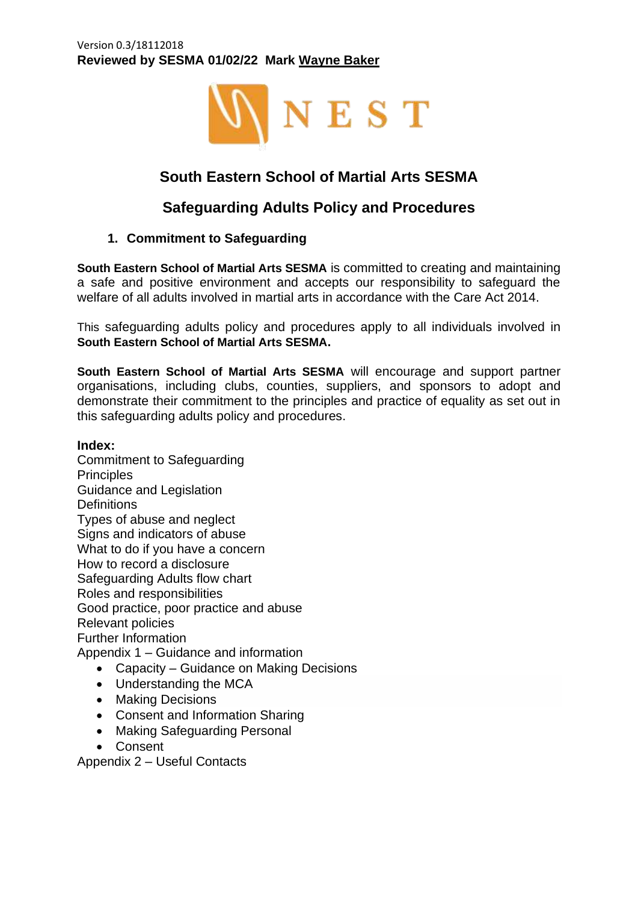Version 0.3/18112018
**Reviewed by SESMA 01/02/22 Mark Wayne Baker**

NEST

# South Eastern School of Martial Arts SESMA

# Safeguarding Adults Policy and Procedures

## 1. Commitment to Safeguarding

**South Eastern School of Martial Arts SESMA** is committed to creating and maintaining a safe and positive environment and accepts our responsibility to safeguard the welfare of all adults involved in martial arts in accordance with the Care Act 2014.

This safeguarding adults policy and procedures apply to all individuals involved in **South Eastern School of Martial Arts SESMA.**

**South Eastern School of Martial Arts SESMA** will encourage and support partner organisations, including clubs, counties, suppliers, and sponsors to adopt and demonstrate their commitment to the principles and practice of equality as set out in this safeguarding adults policy and procedures.

**Index:**
Commitment to Safeguarding
Principles
Guidance and Legislation
Definitions
Types of abuse and neglect
Signs and indicators of abuse
What to do if you have a concern
How to record a disclosure
Safeguarding Adults flow chart
Roles and responsibilities
Good practice, poor practice and abuse
Relevant policies
Further Information
Appendix 1 – Guidance and information

- Capacity – Guidance on Making Decisions
- Understanding the MCA
- Making Decisions
- Consent and Information Sharing
- Making Safeguarding Personal
- Consent

Appendix 2 – Useful Contacts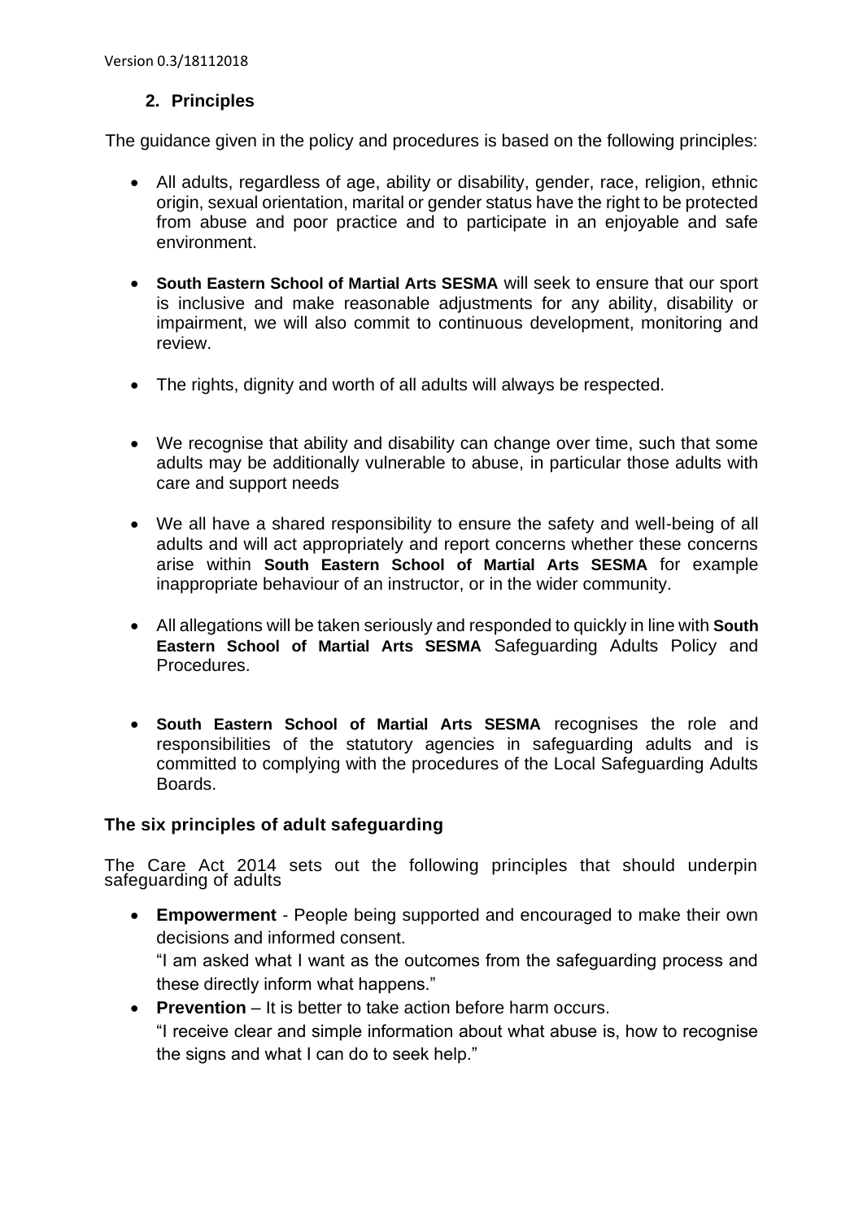## 2. Principles

The guidance given in the policy and procedures is based on the following principles:

- All adults, regardless of age, ability or disability, gender, race, religion, ethnic origin, sexual orientation, marital or gender status have the right to be protected from abuse and poor practice and to participate in an enjoyable and safe environment.
- **South Eastern School of Martial Arts SESMA** will seek to ensure that our sport is inclusive and make reasonable adjustments for any ability, disability or impairment, we will also commit to continuous development, monitoring and review.
- The rights, dignity and worth of all adults will always be respected.
- We recognise that ability and disability can change over time, such that some adults may be additionally vulnerable to abuse, in particular those adults with care and support needs
- We all have a shared responsibility to ensure the safety and well-being of all adults and will act appropriately and report concerns whether these concerns arise within **South Eastern School of Martial Arts SESMA** for example inappropriate behaviour of an instructor, or in the wider community.
- All allegations will be taken seriously and responded to quickly in line with **South Eastern School of Martial Arts SESMA** Safeguarding Adults Policy and Procedures.
- **South Eastern School of Martial Arts SESMA** recognises the role and responsibilities of the statutory agencies in safeguarding adults and is committed to complying with the procedures of the Local Safeguarding Adults Boards.

### The six principles of adult safeguarding

The Care Act 2014 sets out the following principles that should underpin safeguarding of adults

- **Empowerment** - People being supported and encouraged to make their own decisions and informed consent.
  "I am asked what I want as the outcomes from the safeguarding process and these directly inform what happens."
- **Prevention** – It is better to take action before harm occurs.
  "I receive clear and simple information about what abuse is, how to recognise the signs and what I can do to seek help."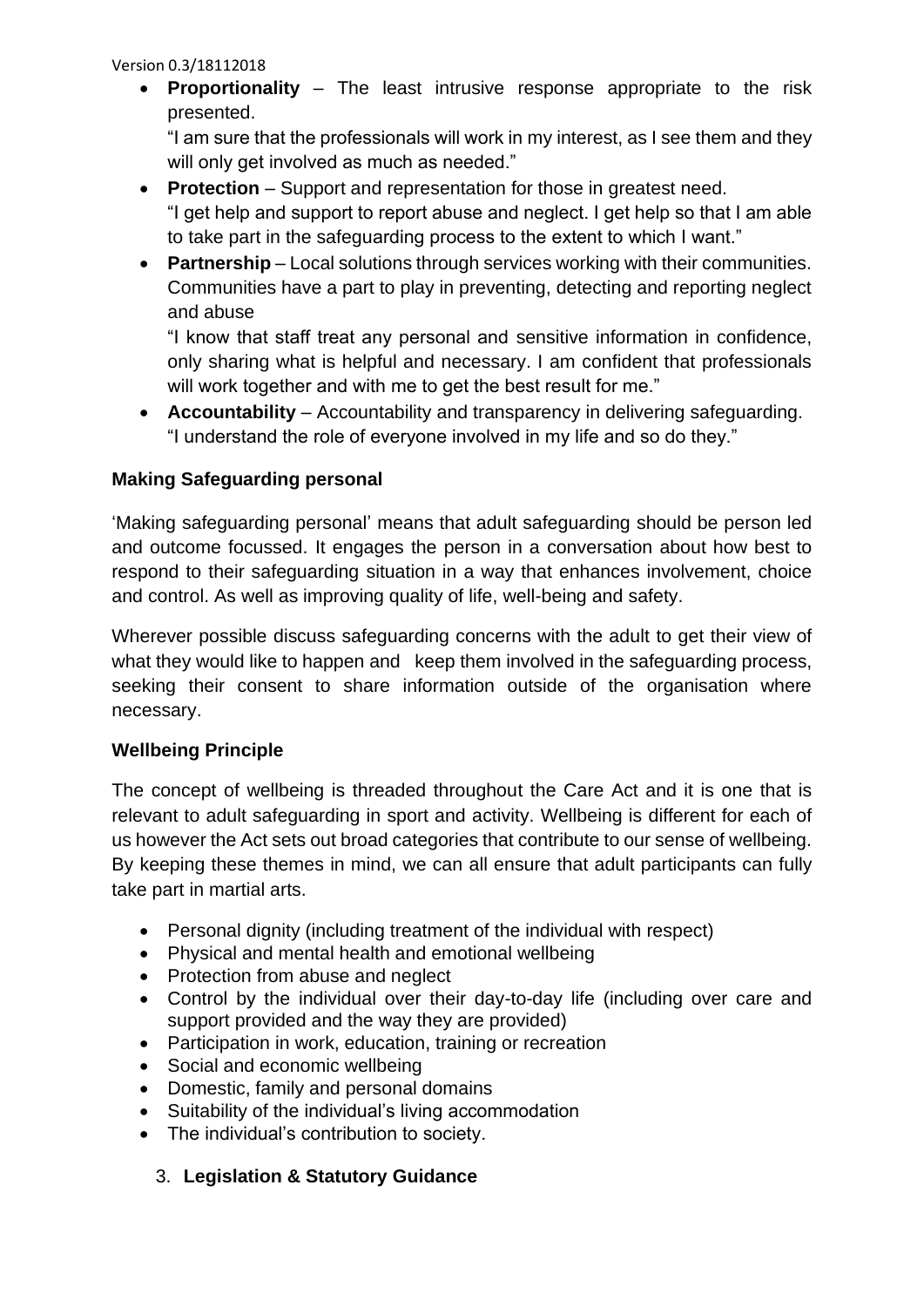- **Proportionality** – The least intrusive response appropriate to the risk presented.
  "I am sure that the professionals will work in my interest, as I see them and they will only get involved as much as needed."
- **Protection** – Support and representation for those in greatest need.
  "I get help and support to report abuse and neglect. I get help so that I am able to take part in the safeguarding process to the extent to which I want."
- **Partnership** – Local solutions through services working with their communities. Communities have a part to play in preventing, detecting and reporting neglect and abuse
  "I know that staff treat any personal and sensitive information in confidence, only sharing what is helpful and necessary. I am confident that professionals will work together and with me to get the best result for me."
- **Accountability** – Accountability and transparency in delivering safeguarding.
  "I understand the role of everyone involved in my life and so do they."

**Making Safeguarding personal**

'Making safeguarding personal' means that adult safeguarding should be person led and outcome focussed. It engages the person in a conversation about how best to respond to their safeguarding situation in a way that enhances involvement, choice and control. As well as improving quality of life, well-being and safety.

Wherever possible discuss safeguarding concerns with the adult to get their view of what they would like to happen and keep them involved in the safeguarding process, seeking their consent to share information outside of the organisation where necessary.

**Wellbeing Principle**

The concept of wellbeing is threaded throughout the Care Act and it is one that is relevant to adult safeguarding in sport and activity. Wellbeing is different for each of us however the Act sets out broad categories that contribute to our sense of wellbeing. By keeping these themes in mind, we can all ensure that adult participants can fully take part in martial arts.

- Personal dignity (including treatment of the individual with respect)
- Physical and mental health and emotional wellbeing
- Protection from abuse and neglect
- Control by the individual over their day-to-day life (including over care and support provided and the way they are provided)
- Participation in work, education, training or recreation
- Social and economic wellbeing
- Domestic, family and personal domains
- Suitability of the individual's living accommodation
- The individual's contribution to society.

3. **Legislation & Statutory Guidance**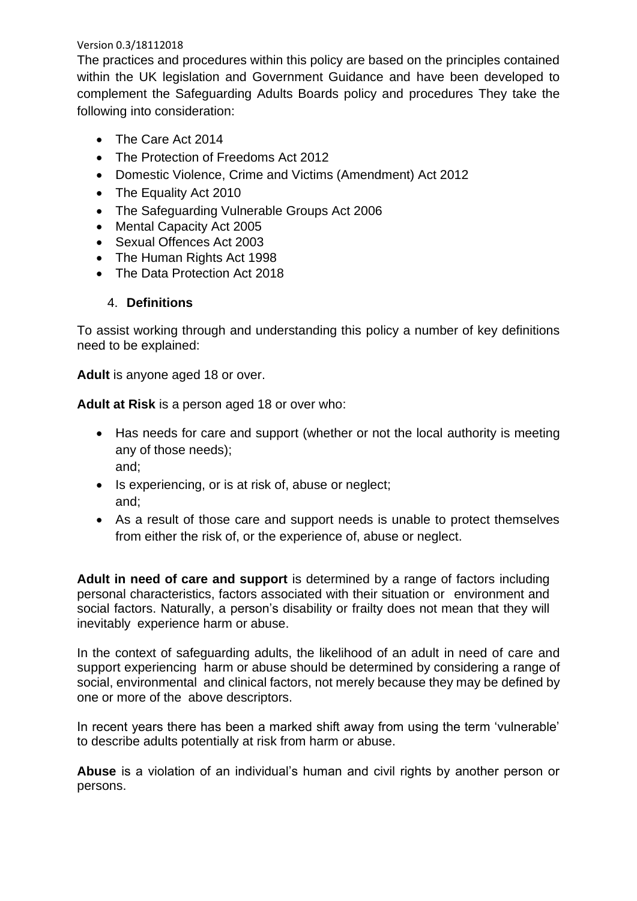The practices and procedures within this policy are based on the principles contained within the UK legislation and Government Guidance and have been developed to complement the Safeguarding Adults Boards policy and procedures They take the following into consideration:

- The Care Act 2014
- The Protection of Freedoms Act 2012
- Domestic Violence, Crime and Victims (Amendment) Act 2012
- The Equality Act 2010
- The Safeguarding Vulnerable Groups Act 2006
- Mental Capacity Act 2005
- Sexual Offences Act 2003
- The Human Rights Act 1998
- The Data Protection Act 2018

## 4. Definitions

To assist working through and understanding this policy a number of key definitions need to be explained:

**Adult** is anyone aged 18 or over.

**Adult at Risk** is a person aged 18 or over who:

- Has needs for care and support (whether or not the local authority is meeting any of those needs);  
  and;
- Is experiencing, or is at risk of, abuse or neglect;  
  and;
- As a result of those care and support needs is unable to protect themselves from either the risk of, or the experience of, abuse or neglect.

**Adult in need of care and support** is determined by a range of factors including personal characteristics, factors associated with their situation or environment and social factors. Naturally, a person's disability or frailty does not mean that they will inevitably experience harm or abuse.

In the context of safeguarding adults, the likelihood of an adult in need of care and support experiencing harm or abuse should be determined by considering a range of social, environmental and clinical factors, not merely because they may be defined by one or more of the above descriptors.

In recent years there has been a marked shift away from using the term 'vulnerable' to describe adults potentially at risk from harm or abuse.

**Abuse** is a violation of an individual's human and civil rights by another person or persons.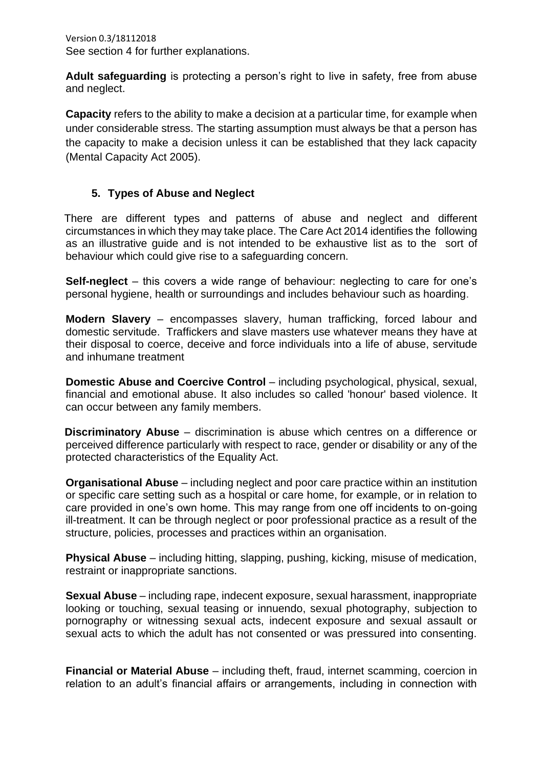See section 4 for further explanations.

**Adult safeguarding** is protecting a person's right to live in safety, free from abuse and neglect.

**Capacity** refers to the ability to make a decision at a particular time, for example when under considerable stress. The starting assumption must always be that a person has the capacity to make a decision unless it can be established that they lack capacity (Mental Capacity Act 2005).

## 5. Types of Abuse and Neglect

There are different types and patterns of abuse and neglect and different circumstances in which they may take place. The Care Act 2014 identifies the following as an illustrative guide and is not intended to be exhaustive list as to the sort of behaviour which could give rise to a safeguarding concern.

**Self-neglect** – this covers a wide range of behaviour: neglecting to care for one's personal hygiene, health or surroundings and includes behaviour such as hoarding.

**Modern Slavery** – encompasses slavery, human trafficking, forced labour and domestic servitude. Traffickers and slave masters use whatever means they have at their disposal to coerce, deceive and force individuals into a life of abuse, servitude and inhumane treatment

**Domestic Abuse and Coercive Control** – including psychological, physical, sexual, financial and emotional abuse. It also includes so called 'honour' based violence. It can occur between any family members.

**Discriminatory Abuse** – discrimination is abuse which centres on a difference or perceived difference particularly with respect to race, gender or disability or any of the protected characteristics of the Equality Act.

**Organisational Abuse** – including neglect and poor care practice within an institution or specific care setting such as a hospital or care home, for example, or in relation to care provided in one's own home. This may range from one off incidents to on-going ill-treatment. It can be through neglect or poor professional practice as a result of the structure, policies, processes and practices within an organisation.

**Physical Abuse** – including hitting, slapping, pushing, kicking, misuse of medication, restraint or inappropriate sanctions.

**Sexual Abuse** – including rape, indecent exposure, sexual harassment, inappropriate looking or touching, sexual teasing or innuendo, sexual photography, subjection to pornography or witnessing sexual acts, indecent exposure and sexual assault or sexual acts to which the adult has not consented or was pressured into consenting.

**Financial or Material Abuse** – including theft, fraud, internet scamming, coercion in relation to an adult's financial affairs or arrangements, including in connection with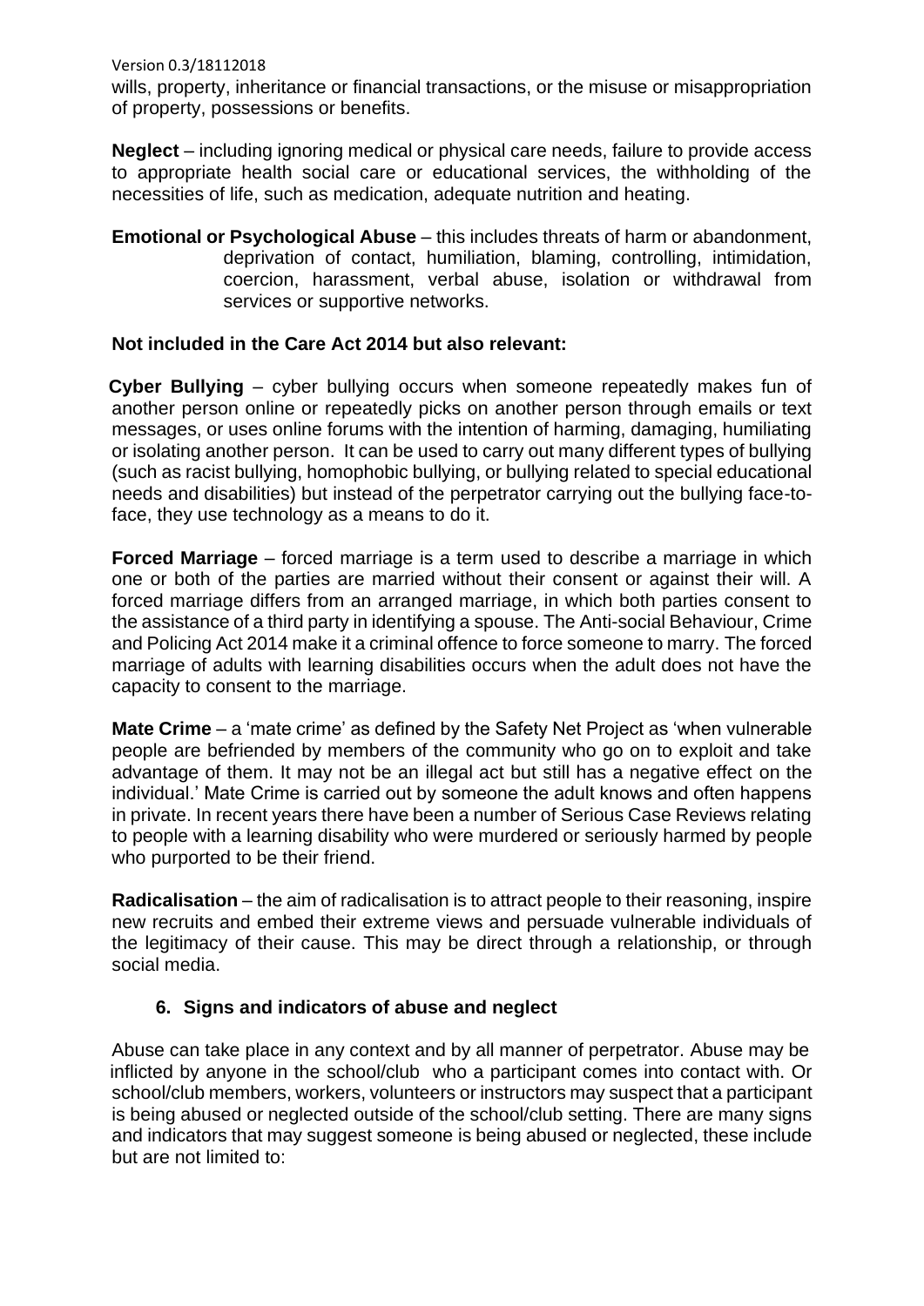wills, property, inheritance or financial transactions, or the misuse or misappropriation of property, possessions or benefits.

**Neglect** – including ignoring medical or physical care needs, failure to provide access to appropriate health social care or educational services, the withholding of the necessities of life, such as medication, adequate nutrition and heating.

**Emotional or Psychological Abuse** – this includes threats of harm or abandonment, deprivation of contact, humiliation, blaming, controlling, intimidation, coercion, harassment, verbal abuse, isolation or withdrawal from services or supportive networks.

**Not included in the Care Act 2014 but also relevant:**

**Cyber Bullying** – cyber bullying occurs when someone repeatedly makes fun of another person online or repeatedly picks on another person through emails or text messages, or uses online forums with the intention of harming, damaging, humiliating or isolating another person. It can be used to carry out many different types of bullying (such as racist bullying, homophobic bullying, or bullying related to special educational needs and disabilities) but instead of the perpetrator carrying out the bullying face-to-face, they use technology as a means to do it.

**Forced Marriage** – forced marriage is a term used to describe a marriage in which one or both of the parties are married without their consent or against their will. A forced marriage differs from an arranged marriage, in which both parties consent to the assistance of a third party in identifying a spouse. The Anti-social Behaviour, Crime and Policing Act 2014 make it a criminal offence to force someone to marry. The forced marriage of adults with learning disabilities occurs when the adult does not have the capacity to consent to the marriage.

**Mate Crime** – a 'mate crime' as defined by the Safety Net Project as 'when vulnerable people are befriended by members of the community who go on to exploit and take advantage of them. It may not be an illegal act but still has a negative effect on the individual.' Mate Crime is carried out by someone the adult knows and often happens in private. In recent years there have been a number of Serious Case Reviews relating to people with a learning disability who were murdered or seriously harmed by people who purported to be their friend.

**Radicalisation** – the aim of radicalisation is to attract people to their reasoning, inspire new recruits and embed their extreme views and persuade vulnerable individuals of the legitimacy of their cause. This may be direct through a relationship, or through social media.

## 6. Signs and indicators of abuse and neglect

Abuse can take place in any context and by all manner of perpetrator. Abuse may be inflicted by anyone in the school/club who a participant comes into contact with. Or school/club members, workers, volunteers or instructors may suspect that a participant is being abused or neglected outside of the school/club setting. There are many signs and indicators that may suggest someone is being abused or neglected, these include but are not limited to: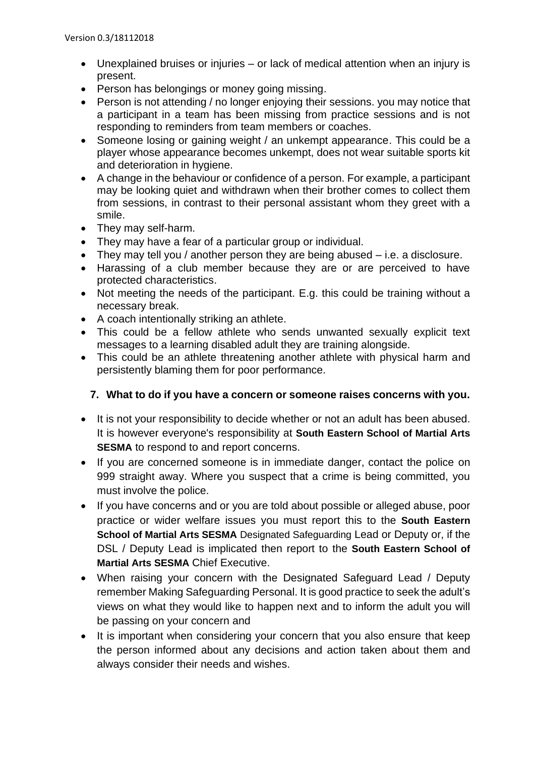- Unexplained bruises or injuries – or lack of medical attention when an injury is present.
- Person has belongings or money going missing.
- Person is not attending / no longer enjoying their sessions. you may notice that a participant in a team has been missing from practice sessions and is not responding to reminders from team members or coaches.
- Someone losing or gaining weight / an unkempt appearance. This could be a player whose appearance becomes unkempt, does not wear suitable sports kit and deterioration in hygiene.
- A change in the behaviour or confidence of a person. For example, a participant may be looking quiet and withdrawn when their brother comes to collect them from sessions, in contrast to their personal assistant whom they greet with a smile.
- They may self-harm.
- They may have a fear of a particular group or individual.
- They may tell you / another person they are being abused – i.e. a disclosure.
- Harassing of a club member because they are or are perceived to have protected characteristics.
- Not meeting the needs of the participant. E.g. this could be training without a necessary break.
- A coach intentionally striking an athlete.
- This could be a fellow athlete who sends unwanted sexually explicit text messages to a learning disabled adult they are training alongside.
- This could be an athlete threatening another athlete with physical harm and persistently blaming them for poor performance.

## 7. What to do if you have a concern or someone raises concerns with you.

- It is not your responsibility to decide whether or not an adult has been abused. It is however everyone's responsibility at **South Eastern School of Martial Arts SESMA** to respond to and report concerns.
- If you are concerned someone is in immediate danger, contact the police on 999 straight away. Where you suspect that a crime is being committed, you must involve the police.
- If you have concerns and or you are told about possible or alleged abuse, poor practice or wider welfare issues you must report this to the **South Eastern School of Martial Arts SESMA** Designated Safeguarding Lead or Deputy or, if the DSL / Deputy Lead is implicated then report to the **South Eastern School of Martial Arts SESMA** Chief Executive.
- When raising your concern with the Designated Safeguard Lead / Deputy remember Making Safeguarding Personal. It is good practice to seek the adult's views on what they would like to happen next and to inform the adult you will be passing on your concern and
- It is important when considering your concern that you also ensure that keep the person informed about any decisions and action taken about them and always consider their needs and wishes.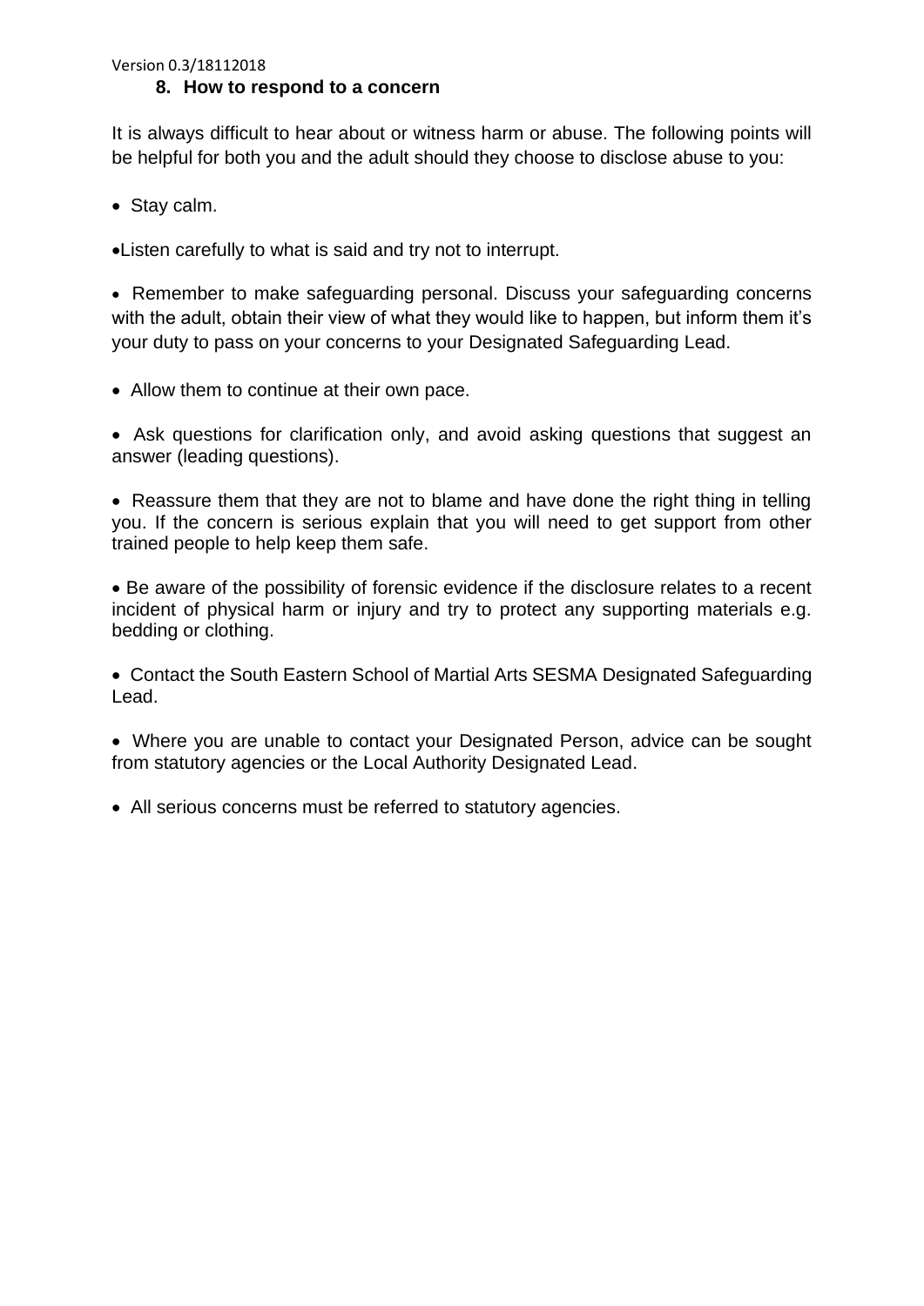## 8. How to respond to a concern

It is always difficult to hear about or witness harm or abuse. The following points will be helpful for both you and the adult should they choose to disclose abuse to you:

- Stay calm.
- Listen carefully to what is said and try not to interrupt.
- Remember to make safeguarding personal. Discuss your safeguarding concerns with the adult, obtain their view of what they would like to happen, but inform them it's your duty to pass on your concerns to your Designated Safeguarding Lead.
- Allow them to continue at their own pace.
- Ask questions for clarification only, and avoid asking questions that suggest an answer (leading questions).
- Reassure them that they are not to blame and have done the right thing in telling you. If the concern is serious explain that you will need to get support from other trained people to help keep them safe.
- Be aware of the possibility of forensic evidence if the disclosure relates to a recent incident of physical harm or injury and try to protect any supporting materials e.g. bedding or clothing.
- Contact the South Eastern School of Martial Arts SESMA Designated Safeguarding Lead.
- Where you are unable to contact your Designated Person, advice can be sought from statutory agencies or the Local Authority Designated Lead.
- All serious concerns must be referred to statutory agencies.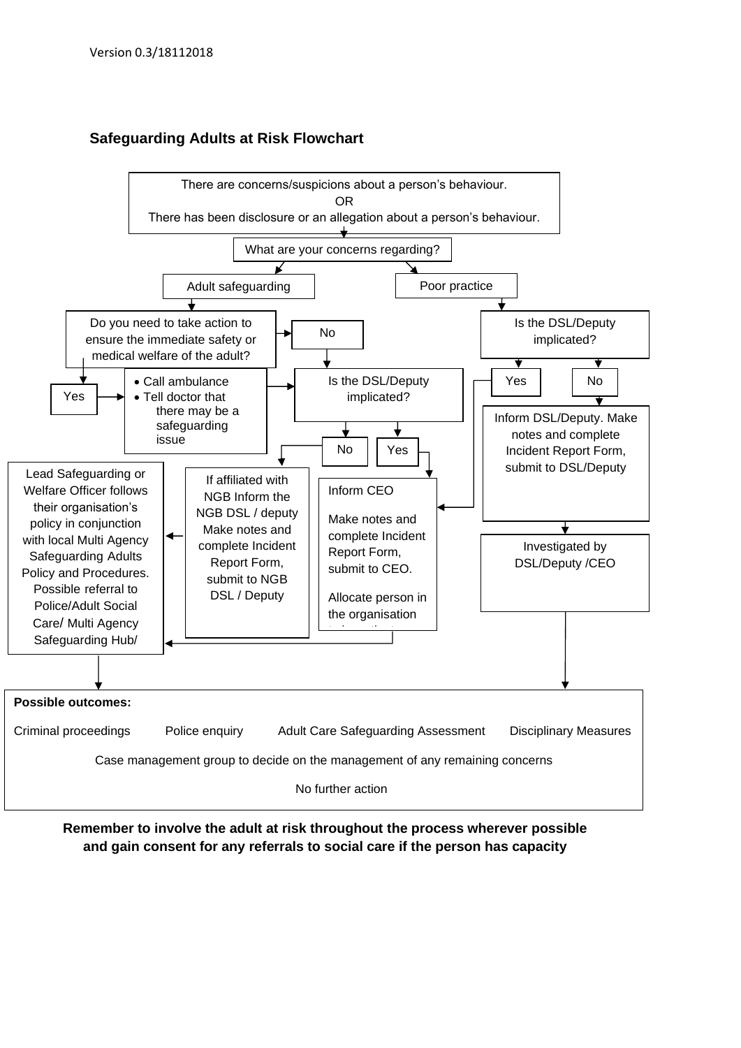## Safeguarding Adults at Risk Flowchart

There are concerns/suspicions about a person's behaviour.
OR
There has been disclosure or an allegation about a person's behaviour.

What are your concerns regarding?

**Adult safeguarding**

- Do you need to take action to ensure the immediate safety or medical welfare of the adult?
  - Yes
    - Call ambulance
    - Tell doctor that there may be a safeguarding issue
    - Then go to: Is the DSL/Deputy implicated?
  - No
    - Is the DSL/Deputy implicated?
      - No
        - If affiliated with NGB Inform the NGB DSL / deputy Make notes and complete Incident Report Form, submit to NGB DSL / Deputy
        - Then: Lead Safeguarding or Welfare Officer follows their organisation's policy in conjunction with local Multi Agency Safeguarding Adults Policy and Procedures. Possible referral to Police/Adult Social Care/ Multi Agency Safeguarding Hub/
      - Yes
        - Inform CEO
        - Make notes and complete Incident Report Form, submit to CEO.
        - Allocate person in the organisation
        - Then: Lead Safeguarding or Welfare Officer follows their organisation's policy in conjunction with local Multi Agency Safeguarding Adults Policy and Procedures. Possible referral to Police/Adult Social Care/ Multi Agency Safeguarding Hub/

**Poor practice**

- Is the DSL/Deputy implicated?
  - Yes
    - Inform CEO
    - Make notes and complete Incident Report Form, submit to CEO.
    - Allocate person in the organisation
  - No
    - Inform DSL/Deputy. Make notes and complete Incident Report Form, submit to DSL/Deputy
    - Investigated by DSL/Deputy /CEO

**Possible outcomes:**

Criminal proceedings | Police enquiry | Adult Care Safeguarding Assessment | Disciplinary Measures

Case management group to decide on the management of any remaining concerns

No further action

**Remember to involve the adult at risk throughout the process wherever possible and gain consent for any referrals to social care if the person has capacity**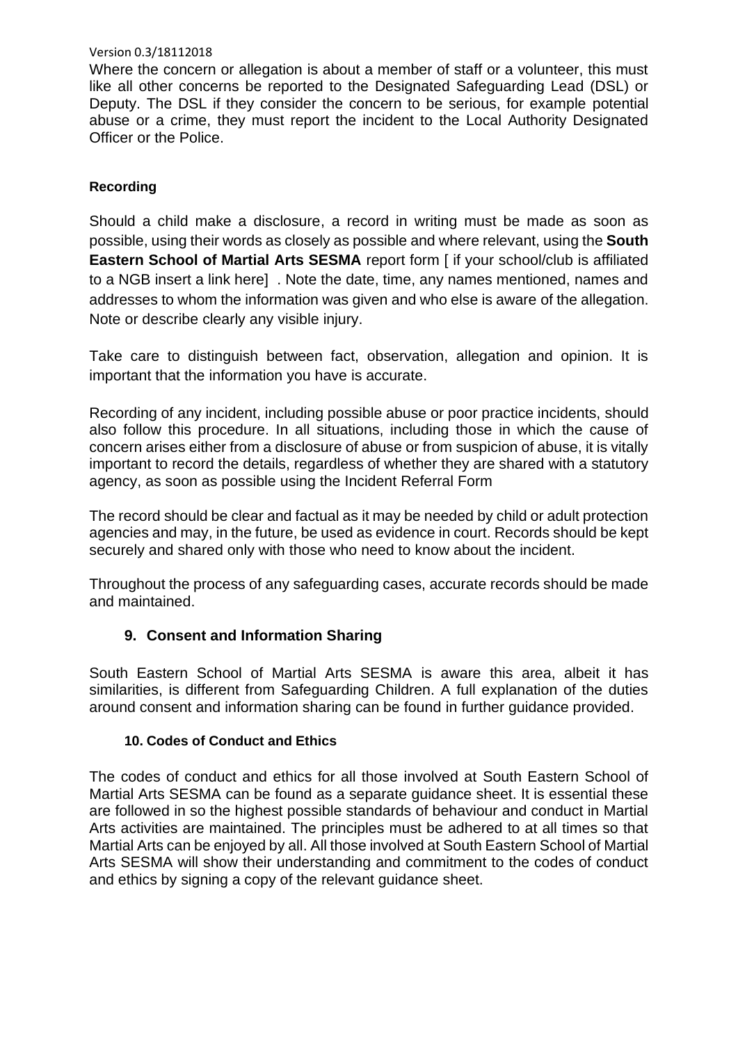Where the concern or allegation is about a member of staff or a volunteer, this must like all other concerns be reported to the Designated Safeguarding Lead (DSL) or Deputy. The DSL if they consider the concern to be serious, for example potential abuse or a crime, they must report the incident to the Local Authority Designated Officer or the Police.

**Recording**

Should a child make a disclosure, a record in writing must be made as soon as possible, using their words as closely as possible and where relevant, using the **South Eastern School of Martial Arts SESMA** report form [ if your school/club is affiliated to a NGB insert a link here] . Note the date, time, any names mentioned, names and addresses to whom the information was given and who else is aware of the allegation. Note or describe clearly any visible injury.

Take care to distinguish between fact, observation, allegation and opinion. It is important that the information you have is accurate.

Recording of any incident, including possible abuse or poor practice incidents, should also follow this procedure. In all situations, including those in which the cause of concern arises either from a disclosure of abuse or from suspicion of abuse, it is vitally important to record the details, regardless of whether they are shared with a statutory agency, as soon as possible using the Incident Referral Form

The record should be clear and factual as it may be needed by child or adult protection agencies and may, in the future, be used as evidence in court. Records should be kept securely and shared only with those who need to know about the incident.

Throughout the process of any safeguarding cases, accurate records should be made and maintained.

## 9. Consent and Information Sharing

South Eastern School of Martial Arts SESMA is aware this area, albeit it has similarities, is different from Safeguarding Children. A full explanation of the duties around consent and information sharing can be found in further guidance provided.

### 10. Codes of Conduct and Ethics

The codes of conduct and ethics for all those involved at South Eastern School of Martial Arts SESMA can be found as a separate guidance sheet. It is essential these are followed in so the highest possible standards of behaviour and conduct in Martial Arts activities are maintained. The principles must be adhered to at all times so that Martial Arts can be enjoyed by all. All those involved at South Eastern School of Martial Arts SESMA will show their understanding and commitment to the codes of conduct and ethics by signing a copy of the relevant guidance sheet.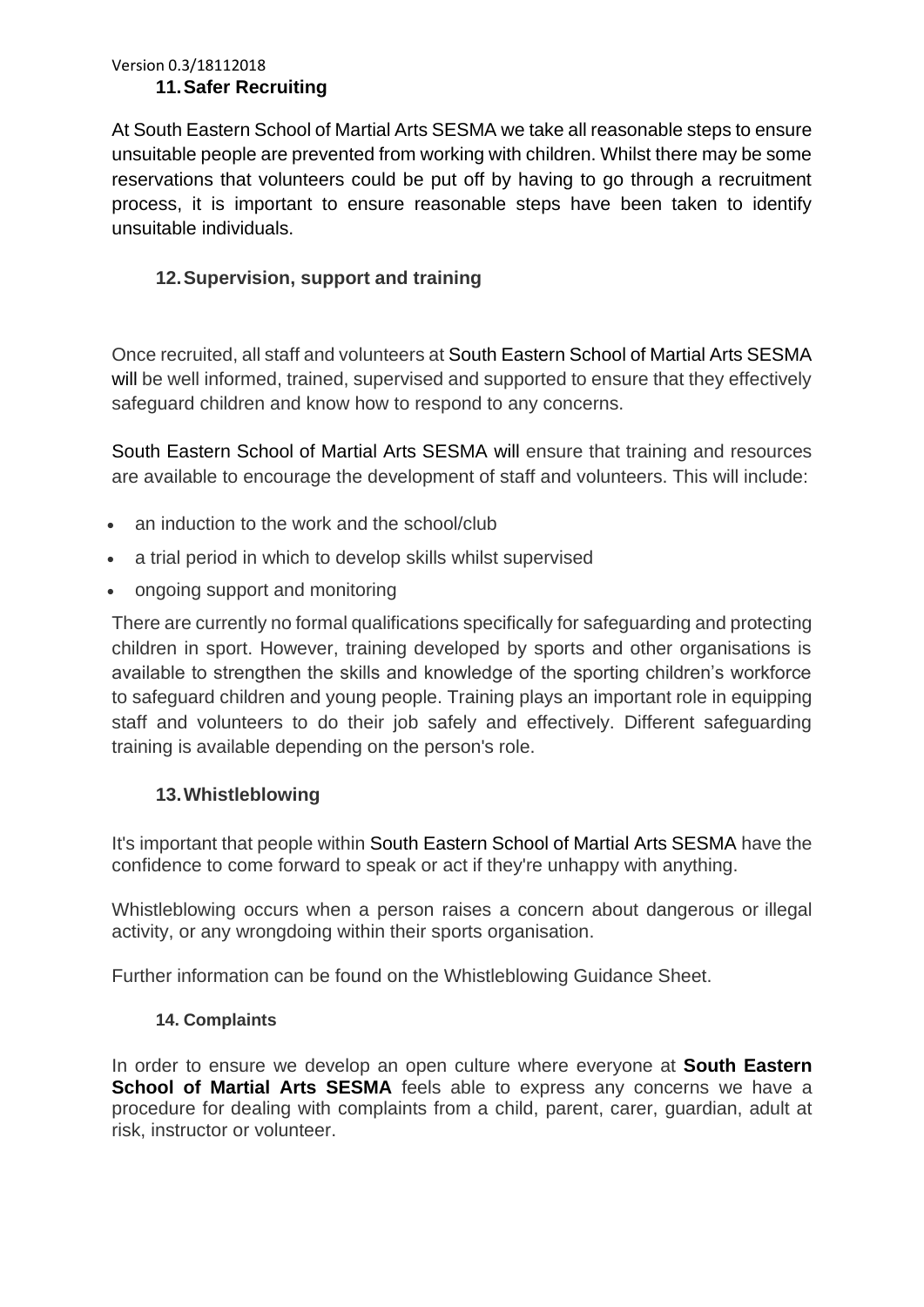## 11. Safer Recruiting

At South Eastern School of Martial Arts SESMA we take all reasonable steps to ensure unsuitable people are prevented from working with children. Whilst there may be some reservations that volunteers could be put off by having to go through a recruitment process, it is important to ensure reasonable steps have been taken to identify unsuitable individuals.

## 12. Supervision, support and training

Once recruited, all staff and volunteers at South Eastern School of Martial Arts SESMA will be well informed, trained, supervised and supported to ensure that they effectively safeguard children and know how to respond to any concerns.

South Eastern School of Martial Arts SESMA will ensure that training and resources are available to encourage the development of staff and volunteers. This will include:

- an induction to the work and the school/club
- a trial period in which to develop skills whilst supervised
- ongoing support and monitoring

There are currently no formal qualifications specifically for safeguarding and protecting children in sport. However, training developed by sports and other organisations is available to strengthen the skills and knowledge of the sporting children's workforce to safeguard children and young people. Training plays an important role in equipping staff and volunteers to do their job safely and effectively. Different safeguarding training is available depending on the person's role.

## 13. Whistleblowing

It's important that people within South Eastern School of Martial Arts SESMA have the confidence to come forward to speak or act if they're unhappy with anything.

Whistleblowing occurs when a person raises a concern about dangerous or illegal activity, or any wrongdoing within their sports organisation.

Further information can be found on the Whistleblowing Guidance Sheet.

## 14. Complaints

In order to ensure we develop an open culture where everyone at **South Eastern School of Martial Arts SESMA** feels able to express any concerns we have a procedure for dealing with complaints from a child, parent, carer, guardian, adult at risk, instructor or volunteer.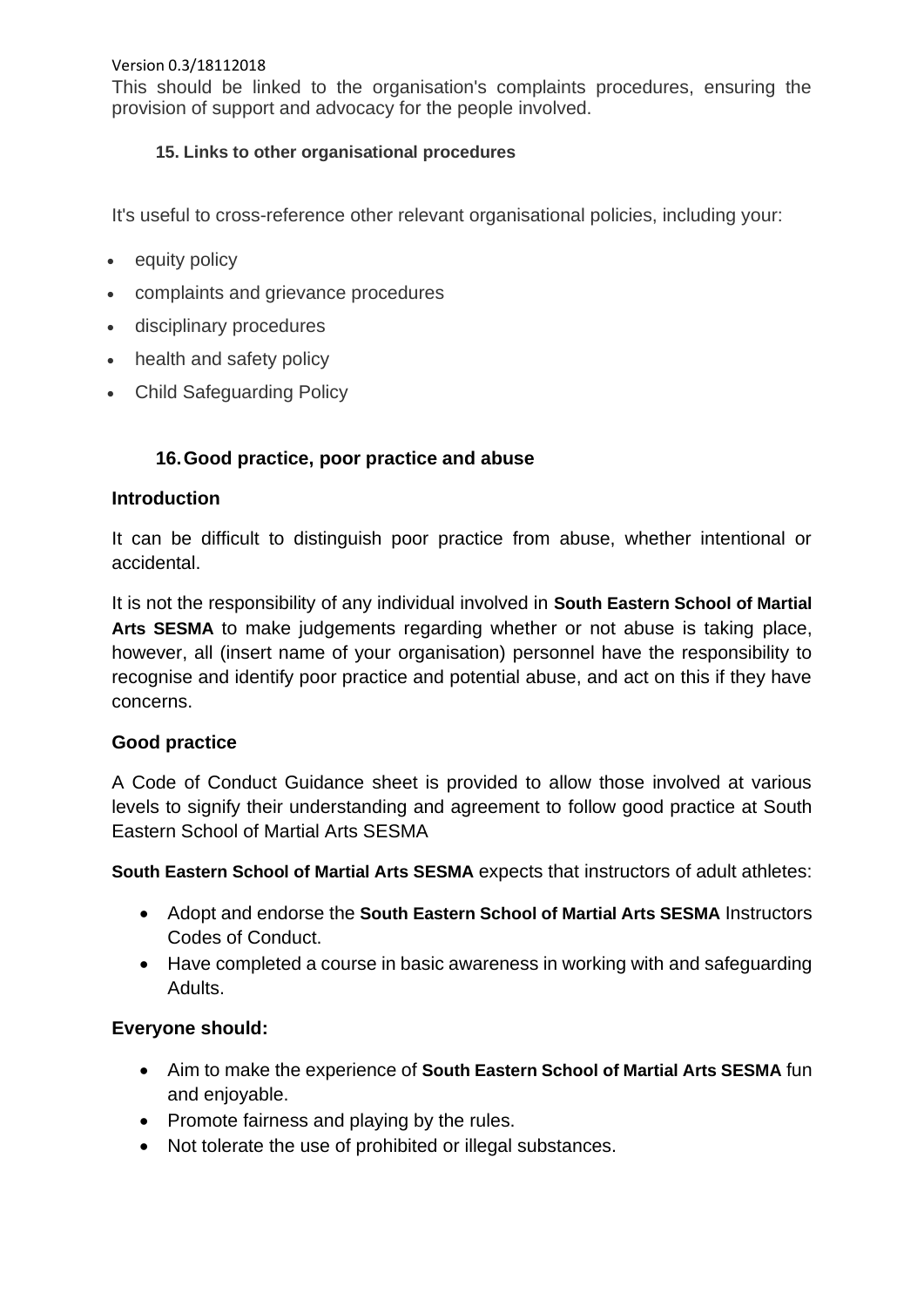This should be linked to the organisation's complaints procedures, ensuring the provision of support and advocacy for the people involved.

### 15. Links to other organisational procedures

It's useful to cross-reference other relevant organisational policies, including your:

- equity policy
- complaints and grievance procedures
- disciplinary procedures
- health and safety policy
- Child Safeguarding Policy

## 16. Good practice, poor practice and abuse

### Introduction

It can be difficult to distinguish poor practice from abuse, whether intentional or accidental.

It is not the responsibility of any individual involved in **South Eastern School of Martial Arts SESMA** to make judgements regarding whether or not abuse is taking place, however, all (insert name of your organisation) personnel have the responsibility to recognise and identify poor practice and potential abuse, and act on this if they have concerns.

### Good practice

A Code of Conduct Guidance sheet is provided to allow those involved at various levels to signify their understanding and agreement to follow good practice at South Eastern School of Martial Arts SESMA

**South Eastern School of Martial Arts SESMA** expects that instructors of adult athletes:

- Adopt and endorse the **South Eastern School of Martial Arts SESMA** Instructors Codes of Conduct.
- Have completed a course in basic awareness in working with and safeguarding Adults.

### Everyone should:

- Aim to make the experience of **South Eastern School of Martial Arts SESMA** fun and enjoyable.
- Promote fairness and playing by the rules.
- Not tolerate the use of prohibited or illegal substances.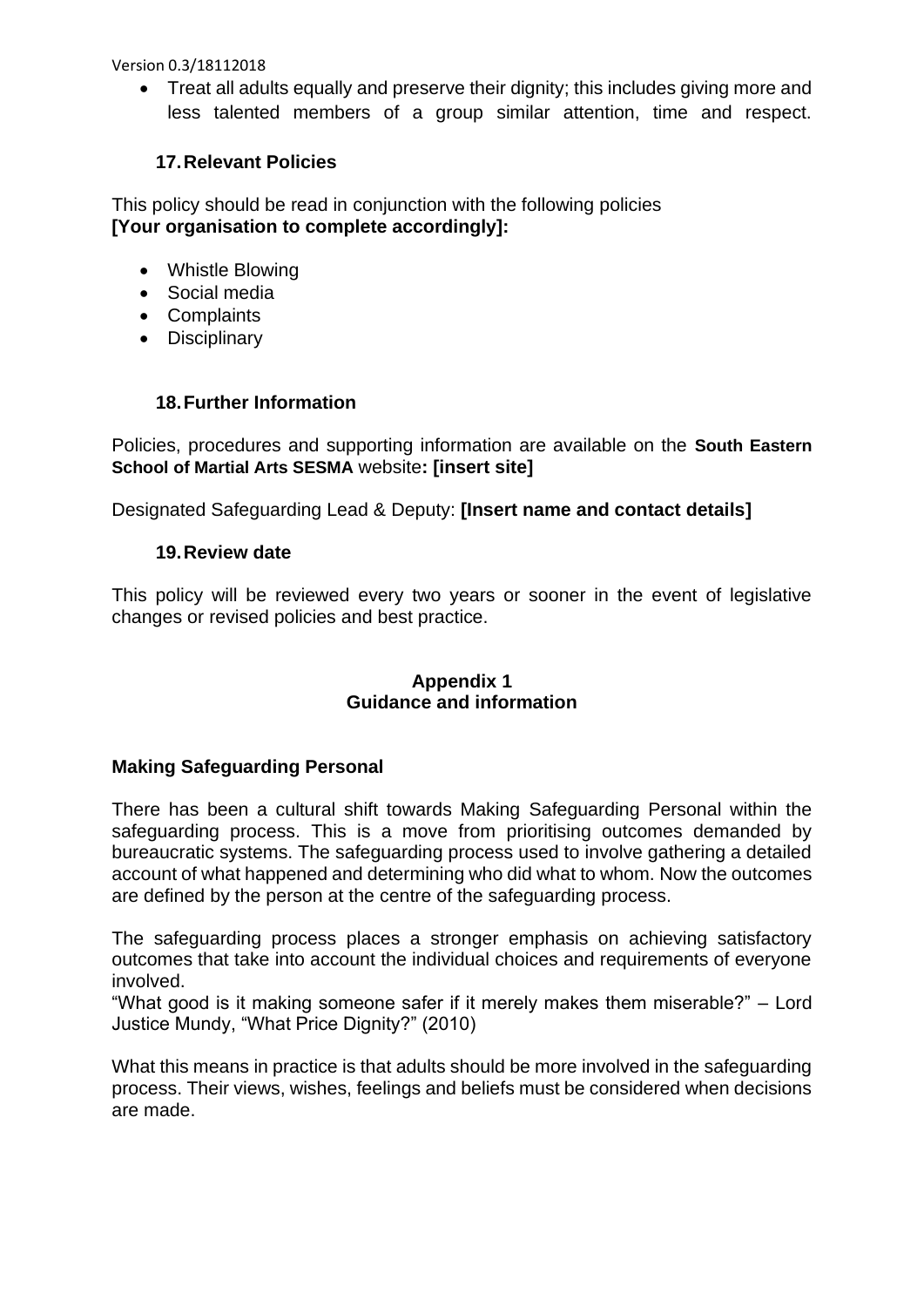- Treat all adults equally and preserve their dignity; this includes giving more and less talented members of a group similar attention, time and respect.

## 17. Relevant Policies

This policy should be read in conjunction with the following policies
**[Your organisation to complete accordingly]:**

- Whistle Blowing
- Social media
- Complaints
- Disciplinary

## 18. Further Information

Policies, procedures and supporting information are available on the **South Eastern School of Martial Arts SESMA** website**: [insert site]**

Designated Safeguarding Lead & Deputy: **[Insert name and contact details]**

## 19. Review date

This policy will be reviewed every two years or sooner in the event of legislative changes or revised policies and best practice.

**Appendix 1**
**Guidance and information**

### Making Safeguarding Personal

There has been a cultural shift towards Making Safeguarding Personal within the safeguarding process. This is a move from prioritising outcomes demanded by bureaucratic systems. The safeguarding process used to involve gathering a detailed account of what happened and determining who did what to whom. Now the outcomes are defined by the person at the centre of the safeguarding process.

The safeguarding process places a stronger emphasis on achieving satisfactory outcomes that take into account the individual choices and requirements of everyone involved.
"What good is it making someone safer if it merely makes them miserable?" – Lord Justice Mundy, "What Price Dignity?" (2010)

What this means in practice is that adults should be more involved in the safeguarding process. Their views, wishes, feelings and beliefs must be considered when decisions are made.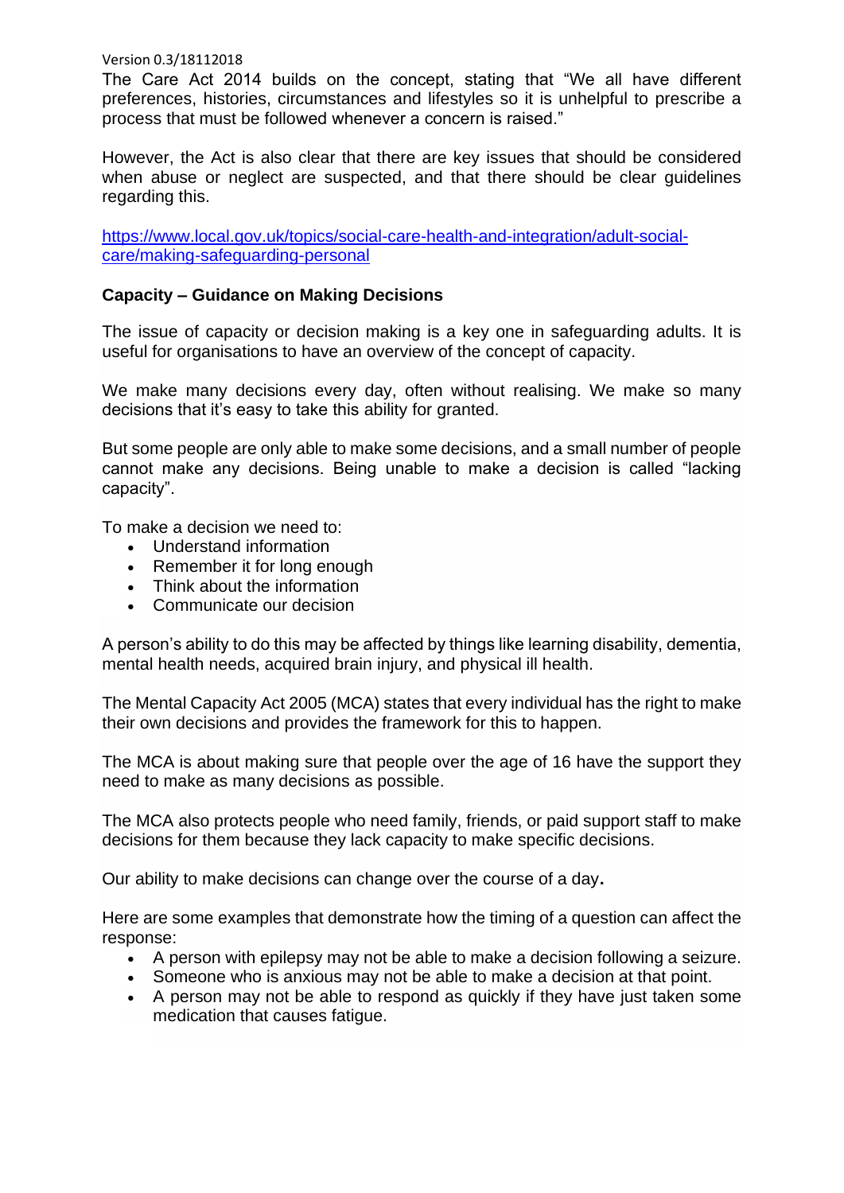The Care Act 2014 builds on the concept, stating that "We all have different preferences, histories, circumstances and lifestyles so it is unhelpful to prescribe a process that must be followed whenever a concern is raised."

However, the Act is also clear that there are key issues that should be considered when abuse or neglect are suspected, and that there should be clear guidelines regarding this.

https://www.local.gov.uk/topics/social-care-health-and-integration/adult-social-care/making-safeguarding-personal

**Capacity – Guidance on Making Decisions**

The issue of capacity or decision making is a key one in safeguarding adults. It is useful for organisations to have an overview of the concept of capacity.

We make many decisions every day, often without realising. We make so many decisions that it's easy to take this ability for granted.

But some people are only able to make some decisions, and a small number of people cannot make any decisions. Being unable to make a decision is called "lacking capacity".

To make a decision we need to:

- Understand information
- Remember it for long enough
- Think about the information
- Communicate our decision

A person's ability to do this may be affected by things like learning disability, dementia, mental health needs, acquired brain injury, and physical ill health.

The Mental Capacity Act 2005 (MCA) states that every individual has the right to make their own decisions and provides the framework for this to happen.

The MCA is about making sure that people over the age of 16 have the support they need to make as many decisions as possible.

The MCA also protects people who need family, friends, or paid support staff to make decisions for them because they lack capacity to make specific decisions.

Our ability to make decisions can change over the course of a day**.**

Here are some examples that demonstrate how the timing of a question can affect the response:

- A person with epilepsy may not be able to make a decision following a seizure.
- Someone who is anxious may not be able to make a decision at that point.
- A person may not be able to respond as quickly if they have just taken some medication that causes fatigue.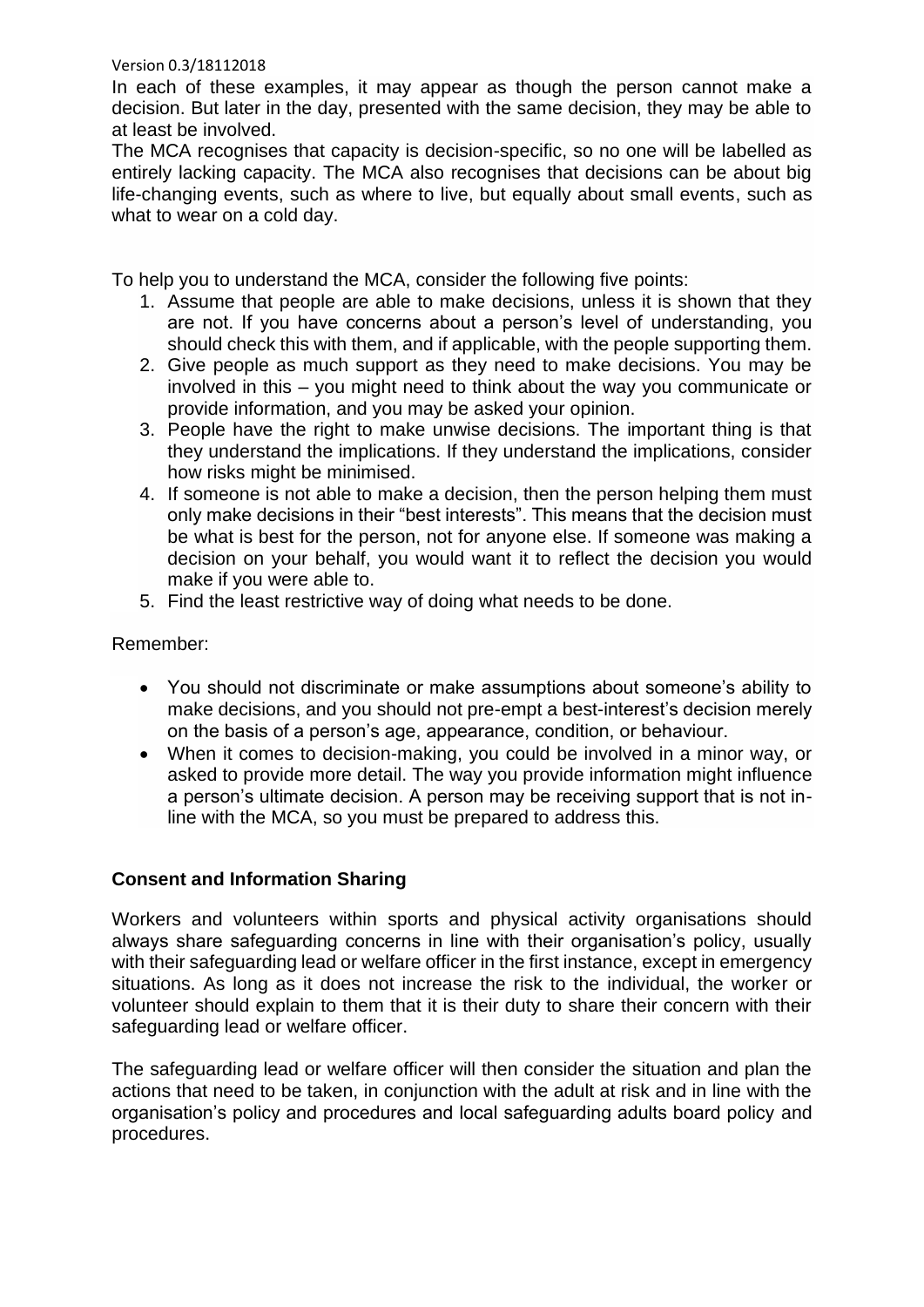In each of these examples, it may appear as though the person cannot make a decision. But later in the day, presented with the same decision, they may be able to at least be involved.

The MCA recognises that capacity is decision-specific, so no one will be labelled as entirely lacking capacity. The MCA also recognises that decisions can be about big life-changing events, such as where to live, but equally about small events, such as what to wear on a cold day.

To help you to understand the MCA, consider the following five points:

1. Assume that people are able to make decisions, unless it is shown that they are not. If you have concerns about a person's level of understanding, you should check this with them, and if applicable, with the people supporting them.
2. Give people as much support as they need to make decisions. You may be involved in this – you might need to think about the way you communicate or provide information, and you may be asked your opinion.
3. People have the right to make unwise decisions. The important thing is that they understand the implications. If they understand the implications, consider how risks might be minimised.
4. If someone is not able to make a decision, then the person helping them must only make decisions in their "best interests". This means that the decision must be what is best for the person, not for anyone else. If someone was making a decision on your behalf, you would want it to reflect the decision you would make if you were able to.
5. Find the least restrictive way of doing what needs to be done.

Remember:

- You should not discriminate or make assumptions about someone's ability to make decisions, and you should not pre-empt a best-interest's decision merely on the basis of a person's age, appearance, condition, or behaviour.
- When it comes to decision-making, you could be involved in a minor way, or asked to provide more detail. The way you provide information might influence a person's ultimate decision. A person may be receiving support that is not in-line with the MCA, so you must be prepared to address this.

**Consent and Information Sharing**

Workers and volunteers within sports and physical activity organisations should always share safeguarding concerns in line with their organisation's policy, usually with their safeguarding lead or welfare officer in the first instance, except in emergency situations. As long as it does not increase the risk to the individual, the worker or volunteer should explain to them that it is their duty to share their concern with their safeguarding lead or welfare officer.

The safeguarding lead or welfare officer will then consider the situation and plan the actions that need to be taken, in conjunction with the adult at risk and in line with the organisation's policy and procedures and local safeguarding adults board policy and procedures.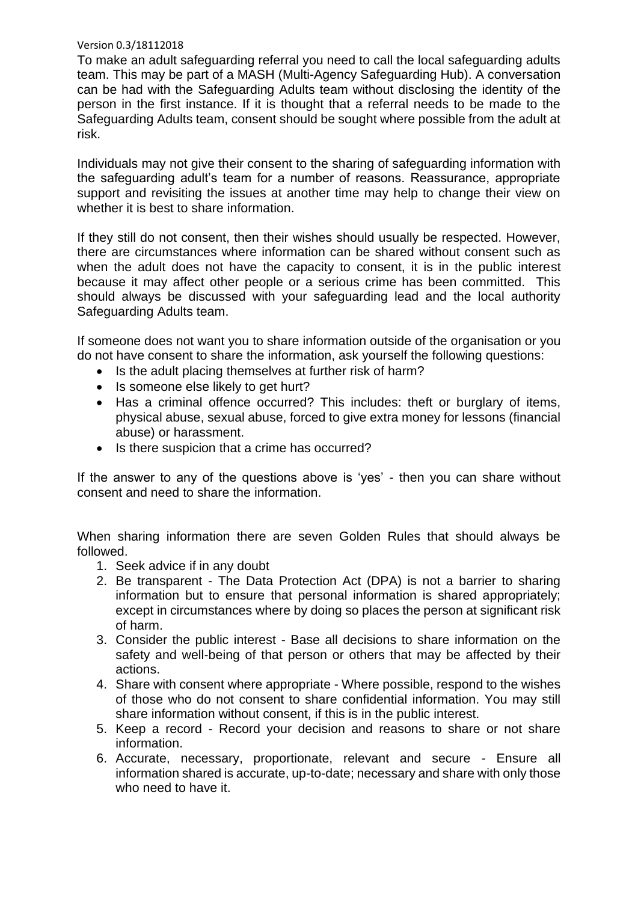To make an adult safeguarding referral you need to call the local safeguarding adults team. This may be part of a MASH (Multi-Agency Safeguarding Hub). A conversation can be had with the Safeguarding Adults team without disclosing the identity of the person in the first instance. If it is thought that a referral needs to be made to the Safeguarding Adults team, consent should be sought where possible from the adult at risk.

Individuals may not give their consent to the sharing of safeguarding information with the safeguarding adult's team for a number of reasons. Reassurance, appropriate support and revisiting the issues at another time may help to change their view on whether it is best to share information.

If they still do not consent, then their wishes should usually be respected. However, there are circumstances where information can be shared without consent such as when the adult does not have the capacity to consent, it is in the public interest because it may affect other people or a serious crime has been committed. This should always be discussed with your safeguarding lead and the local authority Safeguarding Adults team.

If someone does not want you to share information outside of the organisation or you do not have consent to share the information, ask yourself the following questions:

- Is the adult placing themselves at further risk of harm?
- Is someone else likely to get hurt?
- Has a criminal offence occurred? This includes: theft or burglary of items, physical abuse, sexual abuse, forced to give extra money for lessons (financial abuse) or harassment.
- Is there suspicion that a crime has occurred?

If the answer to any of the questions above is 'yes' - then you can share without consent and need to share the information.

When sharing information there are seven Golden Rules that should always be followed.

1. Seek advice if in any doubt
2. Be transparent - The Data Protection Act (DPA) is not a barrier to sharing information but to ensure that personal information is shared appropriately; except in circumstances where by doing so places the person at significant risk of harm.
3. Consider the public interest - Base all decisions to share information on the safety and well-being of that person or others that may be affected by their actions.
4. Share with consent where appropriate - Where possible, respond to the wishes of those who do not consent to share confidential information. You may still share information without consent, if this is in the public interest.
5. Keep a record - Record your decision and reasons to share or not share information.
6. Accurate, necessary, proportionate, relevant and secure - Ensure all information shared is accurate, up-to-date; necessary and share with only those who need to have it.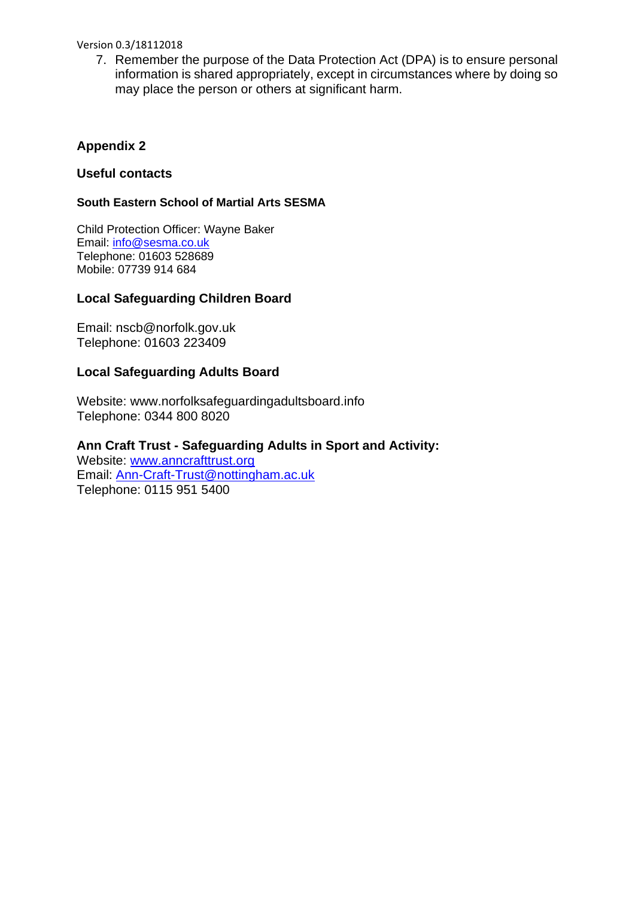7. Remember the purpose of the Data Protection Act (DPA) is to ensure personal information is shared appropriately, except in circumstances where by doing so may place the person or others at significant harm.

## Appendix 2

### Useful contacts

#### South Eastern School of Martial Arts SESMA

Child Protection Officer: Wayne Baker
Email: info@sesma.co.uk
Telephone: 01603 528689
Mobile: 07739 914 684

#### Local Safeguarding Children Board

Email: nscb@norfolk.gov.uk
Telephone: 01603 223409

#### Local Safeguarding Adults Board

Website: www.norfolksafeguardingadultsboard.info
Telephone: 0344 800 8020

#### Ann Craft Trust - Safeguarding Adults in Sport and Activity:

Website: www.anncrafttrust.org
Email: Ann-Craft-Trust@nottingham.ac.uk
Telephone: 0115 951 5400